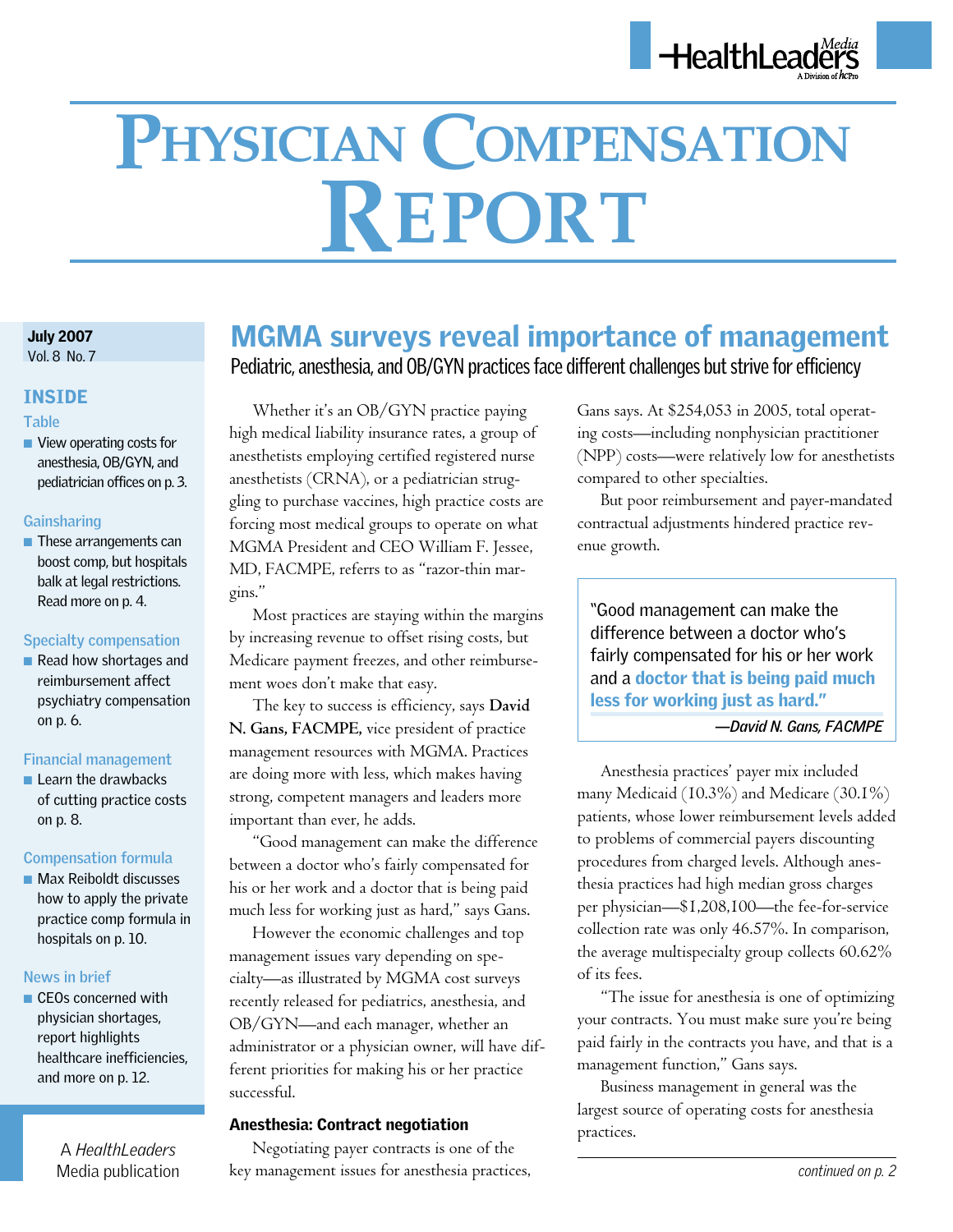# Physician Compensation Report

**July 2007**
Vol. 8 No. 7

## INSIDE

**Table**

- View operating costs for anesthesia, OB/GYN, and pediatrician offices on p. 3.

**Gainsharing**

- These arrangements can boost comp, but hospitals balk at legal restrictions. Read more on p. 4.

**Specialty compensation**

- Read how shortages and reimbursement affect psychiatry compensation on p. 6.

**Financial management**

- Learn the drawbacks of cutting practice costs on p. 8.

**Compensation formula**

- Max Reiboldt discusses how to apply the private practice comp formula in hospitals on p. 10.

**News in brief**

- CEOs concerned with physician shortages, report highlights healthcare inefficiencies, and more on p. 12.

A *HealthLeaders* Media publication

## MGMA surveys reveal importance of management

### Pediatric, anesthesia, and OB/GYN practices face different challenges but strive for efficiency

Whether it's an OB/GYN practice paying high medical liability insurance rates, a group of anesthetists employing certified registered nurse anesthetists (CRNA), or a pediatrician struggling to purchase vaccines, high practice costs are forcing most medical groups to operate on what MGMA President and CEO William F. Jessee, MD, FACMPE, refers to as "razor-thin margins."

Most practices are staying within the margins by increasing revenue to offset rising costs, but Medicare payment freezes, and other reimbursement woes don't make that easy.

The key to success is efficiency, says **David N. Gans, FACMPE,** vice president of practice management resources with MGMA. Practices are doing more with less, which makes having strong, competent managers and leaders more important than ever, he adds.

"Good management can make the difference between a doctor who's fairly compensated for his or her work and a doctor that is being paid much less for working just as hard," says Gans.

However the economic challenges and top management issues vary depending on specialty—as illustrated by MGMA cost surveys recently released for pediatrics, anesthesia, and OB/GYN—and each manager, whether an administrator or a physician owner, will have different priorities for making his or her practice successful.

#### Anesthesia: Contract negotiation

Negotiating payer contracts is one of the key management issues for anesthesia practices, Gans says. At $254,053 in 2005, total operating costs—including nonphysician practitioner (NPP) costs—were relatively low for anesthetists compared to other specialties.

But poor reimbursement and payer-mandated contractual adjustments hindered practice revenue growth.

> "Good management can make the difference between a doctor who's fairly compensated for his or her work and a **doctor that is being paid much less for working just as hard."**
>
> *—David N. Gans, FACMPE*

Anesthesia practices' payer mix included many Medicaid (10.3%) and Medicare (30.1%) patients, whose lower reimbursement levels added to problems of commercial payers discounting procedures from charged levels. Although anesthesia practices had high median gross charges per physician—$1,208,100—the fee-for-service collection rate was only 46.57%. In comparison, the average multispecialty group collects 60.62% of its fees.

"The issue for anesthesia is one of optimizing your contracts. You must make sure you're being paid fairly in the contracts you have, and that is a management function," Gans says.

Business management in general was the largest source of operating costs for anesthesia practices.

*continued on p. 2*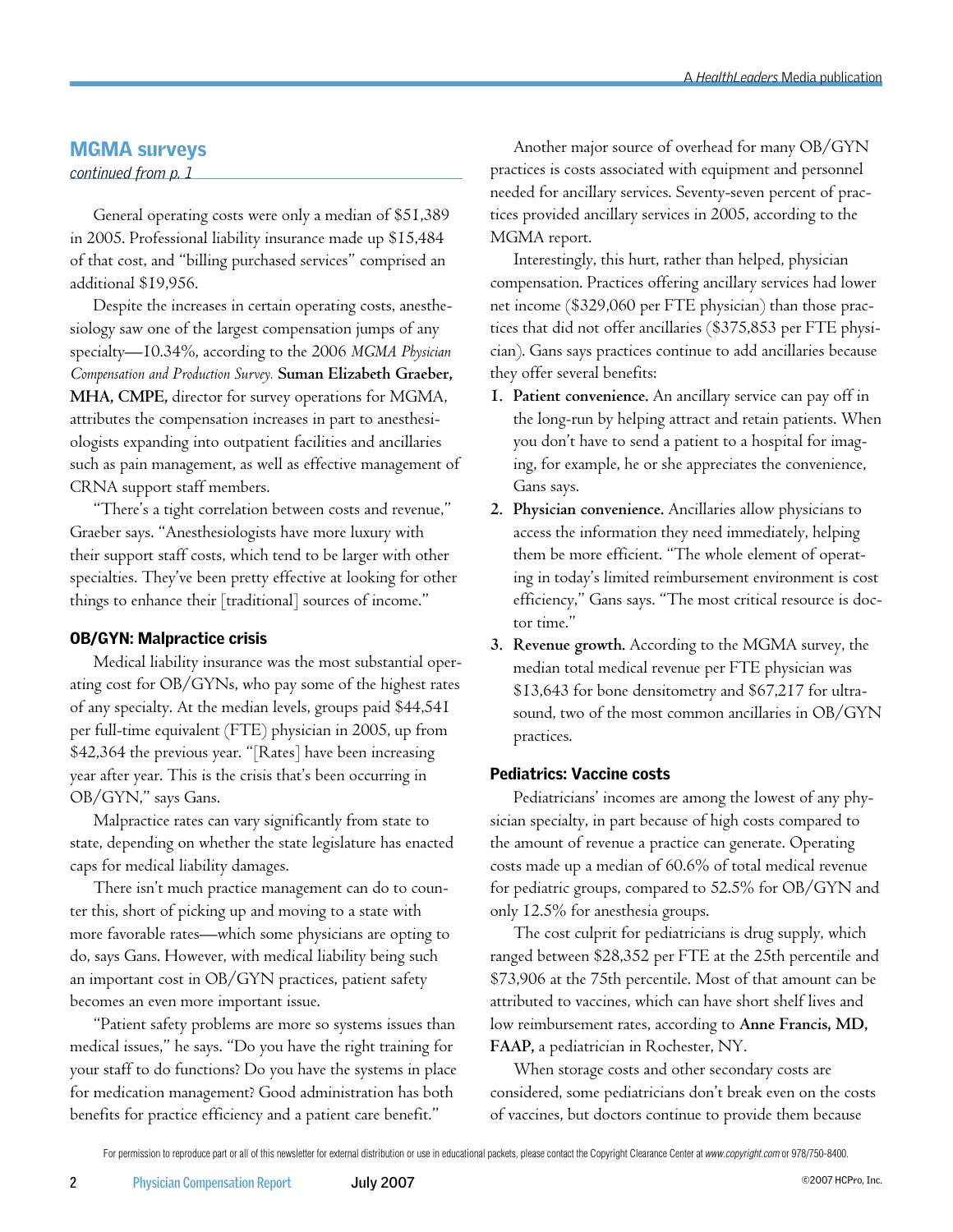## MGMA surveys

*continued from p. 1*

General operating costs were only a median of $51,389 in 2005. Professional liability insurance made up $15,484 of that cost, and "billing purchased services" comprised an additional $19,956.

Despite the increases in certain operating costs, anesthesiology saw one of the largest compensation jumps of any specialty—10.34%, according to the 2006 *MGMA Physician Compensation and Production Survey.* **Suman Elizabeth Graeber, MHA, CMPE,** director for survey operations for MGMA, attributes the compensation increases in part to anesthesiologists expanding into outpatient facilities and ancillaries such as pain management, as well as effective management of CRNA support staff members.

"There's a tight correlation between costs and revenue," Graeber says. "Anesthesiologists have more luxury with their support staff costs, which tend to be larger with other specialties. They've been pretty effective at looking for other things to enhance their [traditional] sources of income."

### OB/GYN: Malpractice crisis

Medical liability insurance was the most substantial operating cost for OB/GYNs, who pay some of the highest rates of any specialty. At the median levels, groups paid $44,541 per full-time equivalent (FTE) physician in 2005, up from $42,364 the previous year. "[Rates] have been increasing year after year. This is the crisis that's been occurring in OB/GYN," says Gans.

Malpractice rates can vary significantly from state to state, depending on whether the state legislature has enacted caps for medical liability damages.

There isn't much practice management can do to counter this, short of picking up and moving to a state with more favorable rates—which some physicians are opting to do, says Gans. However, with medical liability being such an important cost in OB/GYN practices, patient safety becomes an even more important issue.

"Patient safety problems are more so systems issues than medical issues," he says. "Do you have the right training for your staff to do functions? Do you have the systems in place for medication management? Good administration has both benefits for practice efficiency and a patient care benefit."

Another major source of overhead for many OB/GYN practices is costs associated with equipment and personnel needed for ancillary services. Seventy-seven percent of practices provided ancillary services in 2005, according to the MGMA report.

Interestingly, this hurt, rather than helped, physician compensation. Practices offering ancillary services had lower net income ($329,060 per FTE physician) than those practices that did not offer ancillaries ($375,853 per FTE physician). Gans says practices continue to add ancillaries because they offer several benefits:

1. **Patient convenience.** An ancillary service can pay off in the long-run by helping attract and retain patients. When you don't have to send a patient to a hospital for imaging, for example, he or she appreciates the convenience, Gans says.
2. **Physician convenience.** Ancillaries allow physicians to access the information they need immediately, helping them be more efficient. "The whole element of operating in today's limited reimbursement environment is cost efficiency," Gans says. "The most critical resource is doctor time."
3. **Revenue growth.** According to the MGMA survey, the median total medical revenue per FTE physician was $13,643 for bone densitometry and $67,217 for ultrasound, two of the most common ancillaries in OB/GYN practices.

### Pediatrics: Vaccine costs

Pediatricians' incomes are among the lowest of any physician specialty, in part because of high costs compared to the amount of revenue a practice can generate. Operating costs made up a median of 60.6% of total medical revenue for pediatric groups, compared to 52.5% for OB/GYN and only 12.5% for anesthesia groups.

The cost culprit for pediatricians is drug supply, which ranged between $28,352 per FTE at the 25th percentile and $73,906 at the 75th percentile. Most of that amount can be attributed to vaccines, which can have short shelf lives and low reimbursement rates, according to **Anne Francis, MD, FAAP,** a pediatrician in Rochester, NY.

When storage costs and other secondary costs are considered, some pediatricians don't break even on the costs of vaccines, but doctors continue to provide them because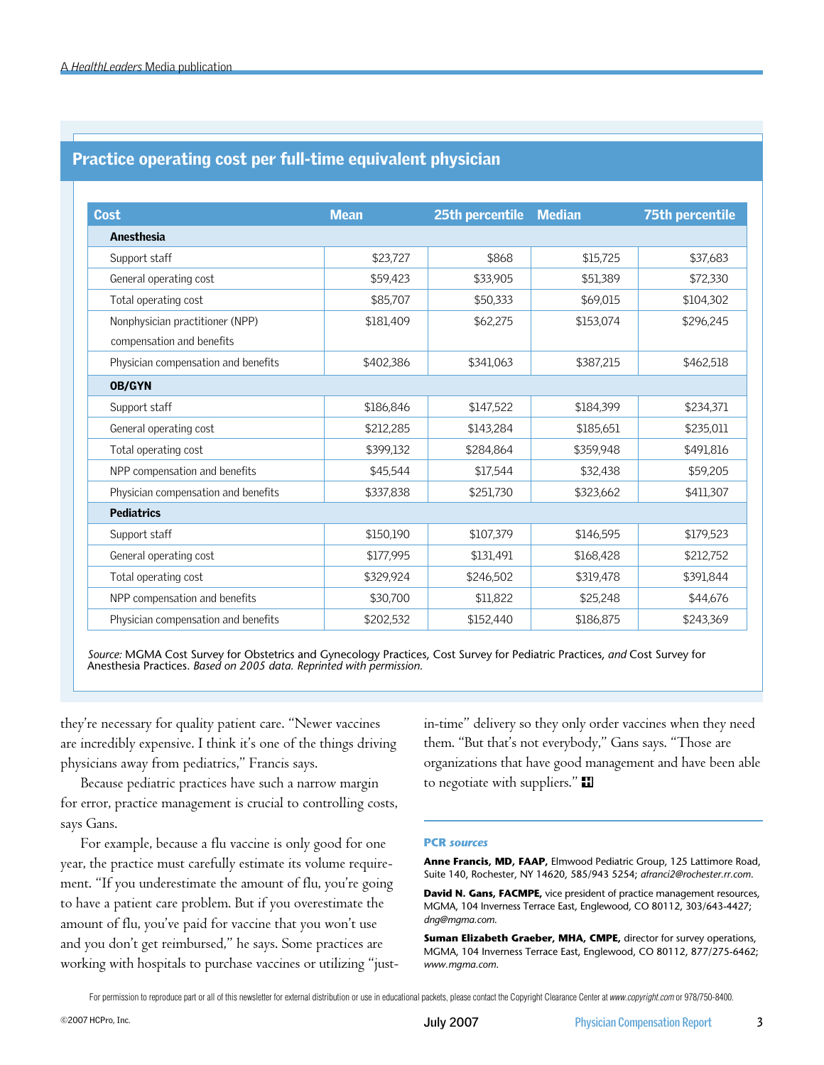## Practice operating cost per full-time equivalent physician

| Cost | Mean | 25th percentile | Median | 75th percentile |
|---|---|---|---|---|
| **Anesthesia** | | | | |
| Support staff | $23,727 | $868 | $15,725 | $37,683 |
| General operating cost | $59,423 | $33,905 | $51,389 | $72,330 |
| Total operating cost | $85,707 | $50,333 | $69,015 | $104,302 |
| Nonphysician practitioner (NPP) compensation and benefits | $181,409 | $62,275 | $153,074 | $296,245 |
| Physician compensation and benefits | $402,386 | $341,063 | $387,215 | $462,518 |
| **OB/GYN** | | | | |
| Support staff | $186,846 | $147,522 | $184,399 | $234,371 |
| General operating cost | $212,285 | $143,284 | $185,651 | $235,011 |
| Total operating cost | $399,132 | $284,864 | $359,948 | $491,816 |
| NPP compensation and benefits | $45,544 | $17,544 | $32,438 | $59,205 |
| Physician compensation and benefits | $337,838 | $251,730 | $323,662 | $411,307 |
| **Pediatrics** | | | | |
| Support staff | $150,190 | $107,379 | $146,595 | $179,523 |
| General operating cost | $177,995 | $131,491 | $168,428 | $212,752 |
| Total operating cost | $329,924 | $246,502 | $319,478 | $391,844 |
| NPP compensation and benefits | $30,700 | $11,822 | $25,248 | $44,676 |
| Physician compensation and benefits | $202,532 | $152,440 | $186,875 | $243,369 |

*Source:* MGMA Cost Survey for Obstetrics and Gynecology Practices, Cost Survey for Pediatric Practices, *and* Cost Survey for Anesthesia Practices. *Based on 2005 data. Reprinted with permission.*

they're necessary for quality patient care. "Newer vaccines are incredibly expensive. I think it's one of the things driving physicians away from pediatrics," Francis says.

Because pediatric practices have such a narrow margin for error, practice management is crucial to controlling costs, says Gans.

For example, because a flu vaccine is only good for one year, the practice must carefully estimate its volume requirement. "If you underestimate the amount of flu, you're going to have a patient care problem. But if you overestimate the amount of flu, you've paid for vaccine that you won't use and you don't get reimbursed," he says. Some practices are working with hospitals to purchase vaccines or utilizing "just-in-time" delivery so they only order vaccines when they need them. "But that's not everybody," Gans says. "Those are organizations that have good management and have been able to negotiate with suppliers."

### PCR *sources*

**Anne Francis, MD, FAAP,** Elmwood Pediatric Group, 125 Lattimore Road, Suite 140, Rochester, NY 14620, 585/943 5254; *afranci2@rochester.rr.com.*

**David N. Gans, FACMPE,** vice president of practice management resources, MGMA, 104 Inverness Terrace East, Englewood, CO 80112, 303/643-4427; *dng@mgma.com.*

**Suman Elizabeth Graeber, MHA, CMPE,** director for survey operations, MGMA, 104 Inverness Terrace East, Englewood, CO 80112, 877/275-6462; *www.mgma.com.*

For permission to reproduce part or all of this newsletter for external distribution or use in educational packets, please contact the Copyright Clearance Center at *www.copyright.com* or 978/750-8400.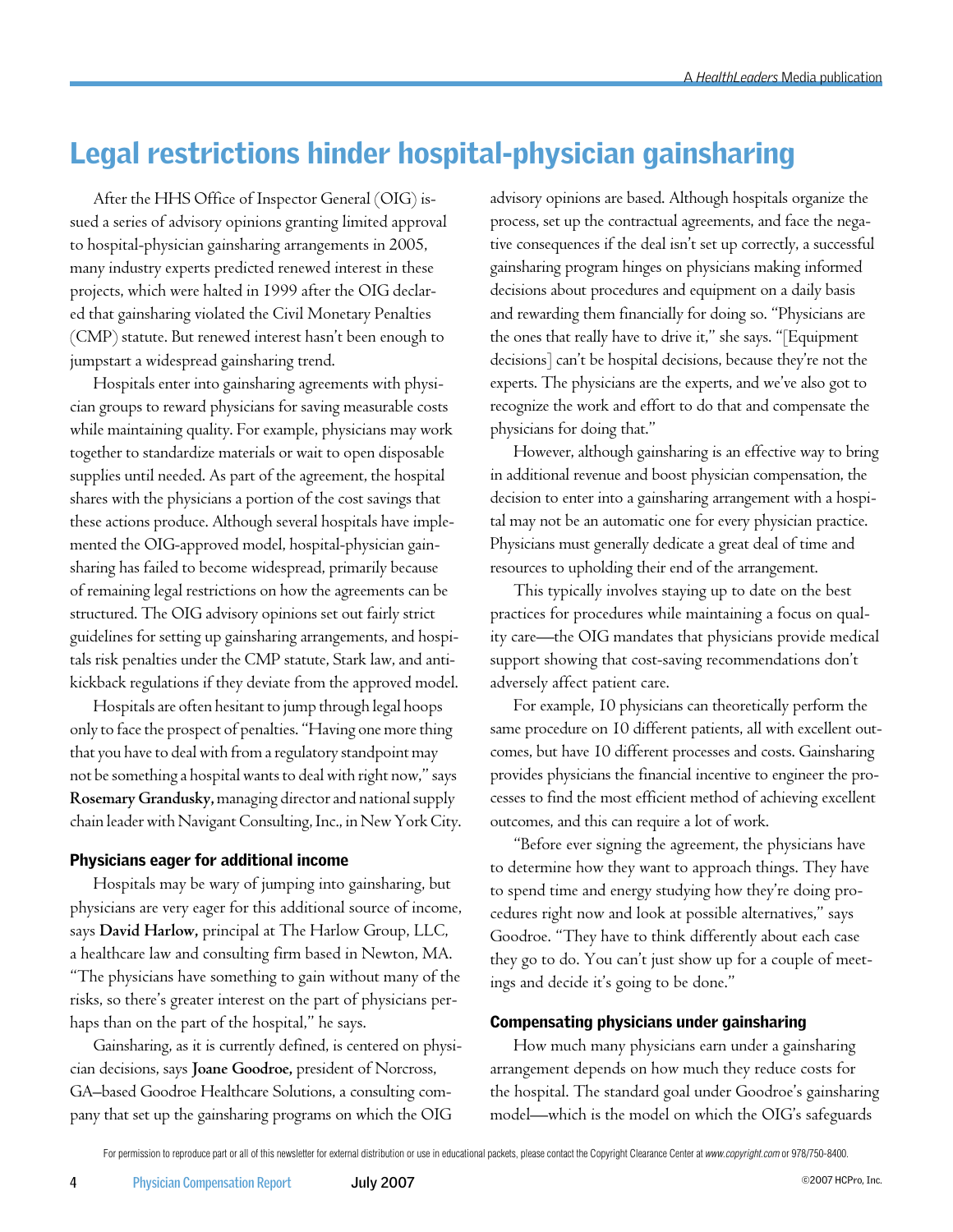# Legal restrictions hinder hospital-physician gainsharing

After the HHS Office of Inspector General (OIG) issued a series of advisory opinions granting limited approval to hospital-physician gainsharing arrangements in 2005, many industry experts predicted renewed interest in these projects, which were halted in 1999 after the OIG declared that gainsharing violated the Civil Monetary Penalties (CMP) statute. But renewed interest hasn't been enough to jumpstart a widespread gainsharing trend.

Hospitals enter into gainsharing agreements with physician groups to reward physicians for saving measurable costs while maintaining quality. For example, physicians may work together to standardize materials or wait to open disposable supplies until needed. As part of the agreement, the hospital shares with the physicians a portion of the cost savings that these actions produce. Although several hospitals have implemented the OIG-approved model, hospital-physician gainsharing has failed to become widespread, primarily because of remaining legal restrictions on how the agreements can be structured. The OIG advisory opinions set out fairly strict guidelines for setting up gainsharing arrangements, and hospitals risk penalties under the CMP statute, Stark law, and anti-kickback regulations if they deviate from the approved model.

Hospitals are often hesitant to jump through legal hoops only to face the prospect of penalties. "Having one more thing that you have to deal with from a regulatory standpoint may not be something a hospital wants to deal with right now," says **Rosemary Grandusky,** managing director and national supply chain leader with Navigant Consulting, Inc., in New York City.

### Physicians eager for additional income

Hospitals may be wary of jumping into gainsharing, but physicians are very eager for this additional source of income, says **David Harlow,** principal at The Harlow Group, LLC, a healthcare law and consulting firm based in Newton, MA. "The physicians have something to gain without many of the risks, so there's greater interest on the part of physicians perhaps than on the part of the hospital," he says.

Gainsharing, as it is currently defined, is centered on physician decisions, says **Joane Goodroe,** president of Norcross, GA–based Goodroe Healthcare Solutions, a consulting company that set up the gainsharing programs on which the OIG advisory opinions are based. Although hospitals organize the process, set up the contractual agreements, and face the negative consequences if the deal isn't set up correctly, a successful gainsharing program hinges on physicians making informed decisions about procedures and equipment on a daily basis and rewarding them financially for doing so. "Physicians are the ones that really have to drive it," she says. "[Equipment decisions] can't be hospital decisions, because they're not the experts. The physicians are the experts, and we've also got to recognize the work and effort to do that and compensate the physicians for doing that."

However, although gainsharing is an effective way to bring in additional revenue and boost physician compensation, the decision to enter into a gainsharing arrangement with a hospital may not be an automatic one for every physician practice. Physicians must generally dedicate a great deal of time and resources to upholding their end of the arrangement.

This typically involves staying up to date on the best practices for procedures while maintaining a focus on quality care—the OIG mandates that physicians provide medical support showing that cost-saving recommendations don't adversely affect patient care.

For example, 10 physicians can theoretically perform the same procedure on 10 different patients, all with excellent outcomes, but have 10 different processes and costs. Gainsharing provides physicians the financial incentive to engineer the processes to find the most efficient method of achieving excellent outcomes, and this can require a lot of work.

"Before ever signing the agreement, the physicians have to determine how they want to approach things. They have to spend time and energy studying how they're doing procedures right now and look at possible alternatives," says Goodroe. "They have to think differently about each case they go to do. You can't just show up for a couple of meetings and decide it's going to be done."

### Compensating physicians under gainsharing

How much many physicians earn under a gainsharing arrangement depends on how much they reduce costs for the hospital. The standard goal under Goodroe's gainsharing model—which is the model on which the OIG's safeguards

For permission to reproduce part or all of this newsletter for external distribution or use in educational packets, please contact the Copyright Clearance Center at *www.copyright.com* or 978/750-8400.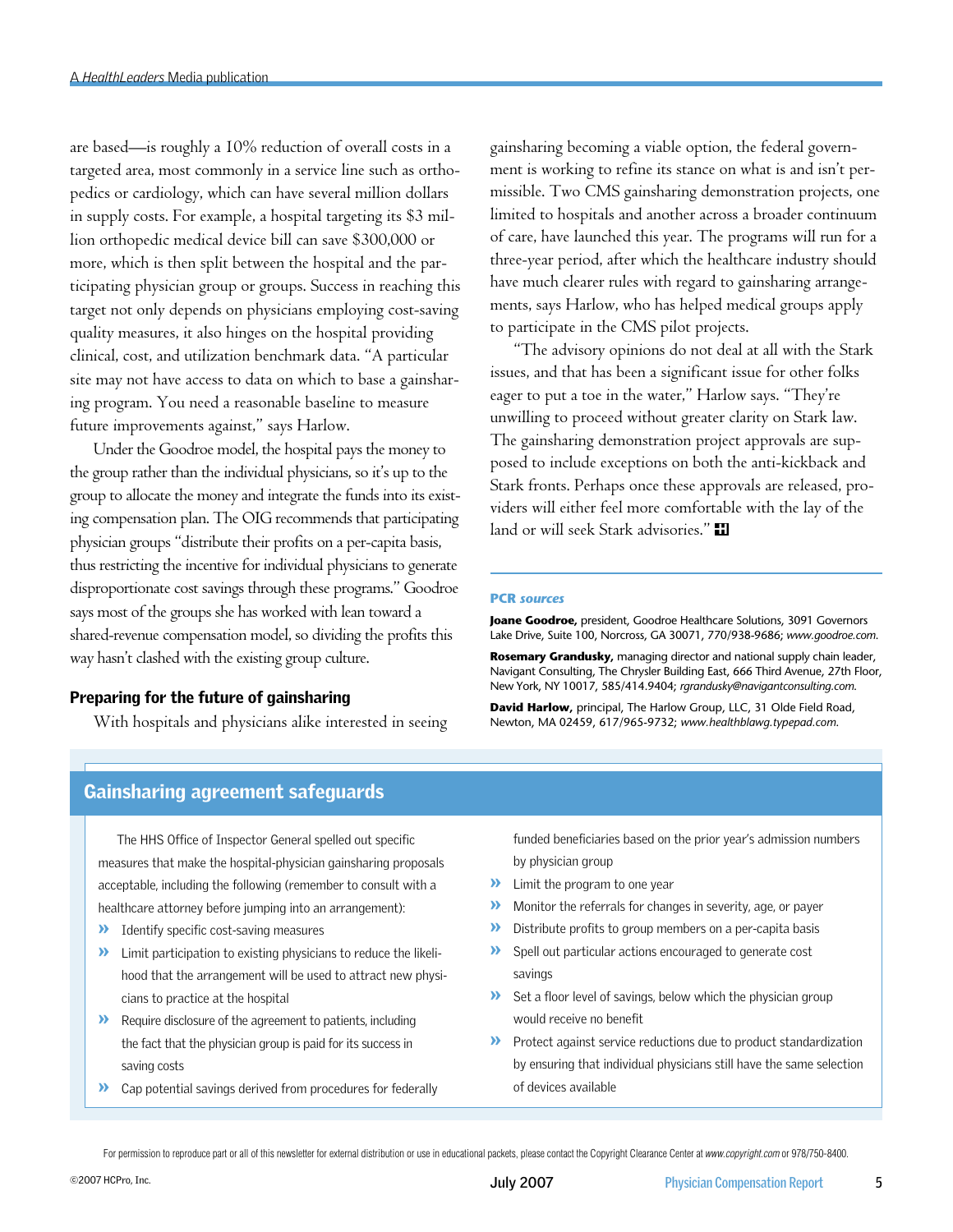are based—is roughly a 10% reduction of overall costs in a targeted area, most commonly in a service line such as orthopedics or cardiology, which can have several million dollars in supply costs. For example, a hospital targeting its $3 million orthopedic medical device bill can save $300,000 or more, which is then split between the hospital and the participating physician group or groups. Success in reaching this target not only depends on physicians employing cost-saving quality measures, it also hinges on the hospital providing clinical, cost, and utilization benchmark data. "A particular site may not have access to data on which to base a gainsharing program. You need a reasonable baseline to measure future improvements against," says Harlow.

Under the Goodroe model, the hospital pays the money to the group rather than the individual physicians, so it's up to the group to allocate the money and integrate the funds into its existing compensation plan. The OIG recommends that participating physician groups "distribute their profits on a per-capita basis, thus restricting the incentive for individual physicians to generate disproportionate cost savings through these programs." Goodroe says most of the groups she has worked with lean toward a shared-revenue compensation model, so dividing the profits this way hasn't clashed with the existing group culture.

### Preparing for the future of gainsharing

With hospitals and physicians alike interested in seeing gainsharing becoming a viable option, the federal government is working to refine its stance on what is and isn't permissible. Two CMS gainsharing demonstration projects, one limited to hospitals and another across a broader continuum of care, have launched this year. The programs will run for a three-year period, after which the healthcare industry should have much clearer rules with regard to gainsharing arrangements, says Harlow, who has helped medical groups apply to participate in the CMS pilot projects.

"The advisory opinions do not deal at all with the Stark issues, and that has been a significant issue for other folks eager to put a toe in the water," Harlow says. "They're unwilling to proceed without greater clarity on Stark law. The gainsharing demonstration project approvals are supposed to include exceptions on both the anti-kickback and Stark fronts. Perhaps once these approvals are released, providers will either feel more comfortable with the lay of the land or will seek Stark advisories."

**PCR *sources***

**Joane Goodroe,** president, Goodroe Healthcare Solutions, 3091 Governors Lake Drive, Suite 100, Norcross, GA 30071, 770/938-9686; *www.goodroe.com.*

**Rosemary Grandusky,** managing director and national supply chain leader, Navigant Consulting, The Chrysler Building East, 666 Third Avenue, 27th Floor, New York, NY 10017, 585/414.9404; *rgrandusky@navigantconsulting.com.*

**David Harlow,** principal, The Harlow Group, LLC, 31 Olde Field Road, Newton, MA 02459, 617/965-9732; *www.healthblawg.typepad.com.*

## Gainsharing agreement safeguards

The HHS Office of Inspector General spelled out specific measures that make the hospital-physician gainsharing proposals acceptable, including the following (remember to consult with a healthcare attorney before jumping into an arrangement):

- Identify specific cost-saving measures
- Limit participation to existing physicians to reduce the likelihood that the arrangement will be used to attract new physicians to practice at the hospital
- Require disclosure of the agreement to patients, including the fact that the physician group is paid for its success in saving costs
- Cap potential savings derived from procedures for federally funded beneficiaries based on the prior year's admission numbers by physician group
- Limit the program to one year
- Monitor the referrals for changes in severity, age, or payer
- Distribute profits to group members on a per-capita basis
- Spell out particular actions encouraged to generate cost savings
- Set a floor level of savings, below which the physician group would receive no benefit
- Protect against service reductions due to product standardization by ensuring that individual physicians still have the same selection of devices available

For permission to reproduce part or all of this newsletter for external distribution or use in educational packets, please contact the Copyright Clearance Center at *www.copyright.com* or 978/750-8400.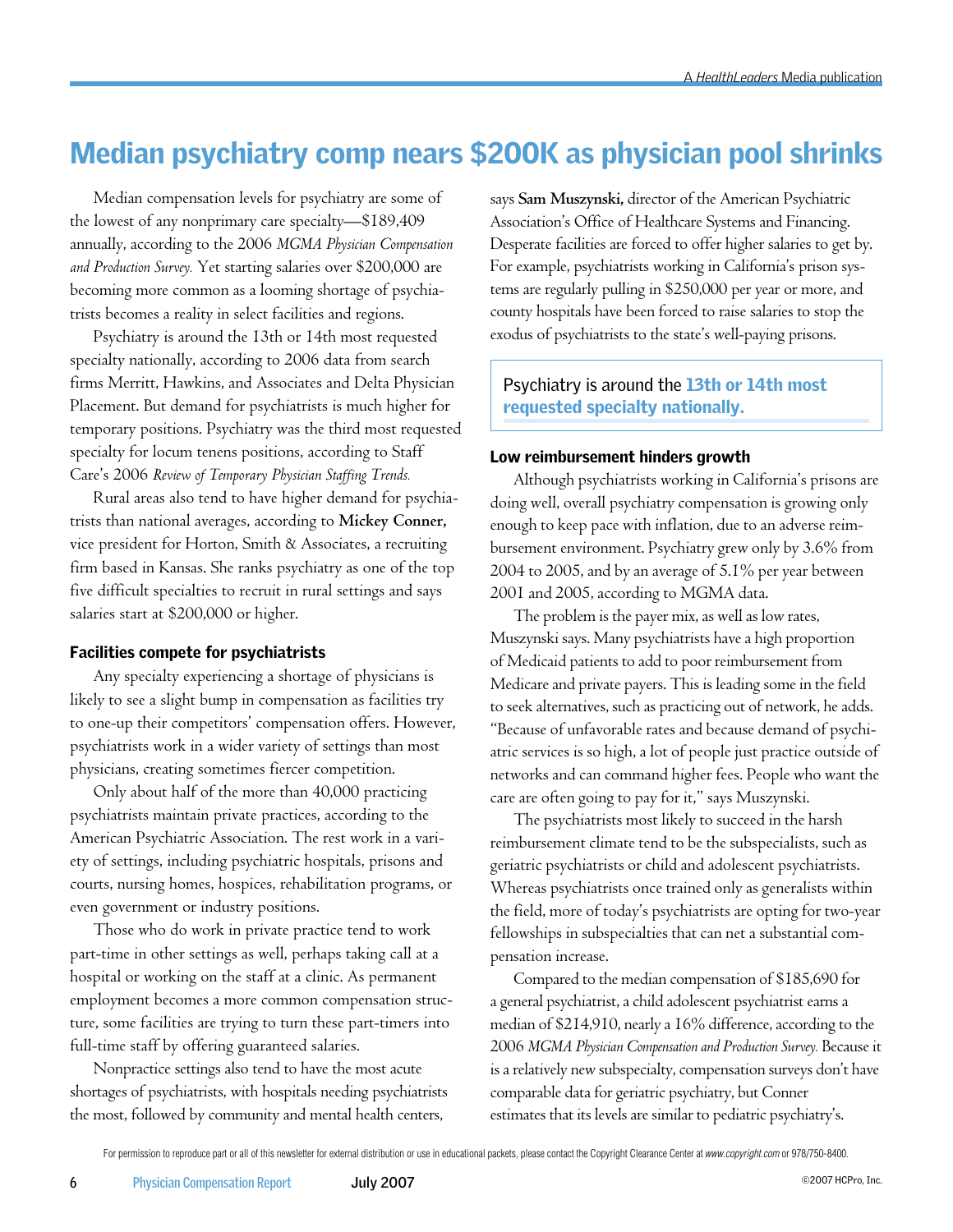# Median psychiatry comp nears $200K as physician pool shrinks

Median compensation levels for psychiatry are some of the lowest of any nonprimary care specialty—$189,409 annually, according to the 2006 *MGMA Physician Compensation and Production Survey.* Yet starting salaries over $200,000 are becoming more common as a looming shortage of psychiatrists becomes a reality in select facilities and regions.

Psychiatry is around the 13th or 14th most requested specialty nationally, according to 2006 data from search firms Merritt, Hawkins, and Associates and Delta Physician Placement. But demand for psychiatrists is much higher for temporary positions. Psychiatry was the third most requested specialty for locum tenens positions, according to Staff Care's 2006 *Review of Temporary Physician Staffing Trends.*

Rural areas also tend to have higher demand for psychiatrists than national averages, according to **Mickey Conner,** vice president for Horton, Smith & Associates, a recruiting firm based in Kansas. She ranks psychiatry as one of the top five difficult specialties to recruit in rural settings and says salaries start at $200,000 or higher.

### Facilities compete for psychiatrists

Any specialty experiencing a shortage of physicians is likely to see a slight bump in compensation as facilities try to one-up their competitors' compensation offers. However, psychiatrists work in a wider variety of settings than most physicians, creating sometimes fiercer competition.

Only about half of the more than 40,000 practicing psychiatrists maintain private practices, according to the American Psychiatric Association. The rest work in a variety of settings, including psychiatric hospitals, prisons and courts, nursing homes, hospices, rehabilitation programs, or even government or industry positions.

Those who do work in private practice tend to work part-time in other settings as well, perhaps taking call at a hospital or working on the staff at a clinic. As permanent employment becomes a more common compensation structure, some facilities are trying to turn these part-timers into full-time staff by offering guaranteed salaries.

Nonpractice settings also tend to have the most acute shortages of psychiatrists, with hospitals needing psychiatrists the most, followed by community and mental health centers, says **Sam Muszynski,** director of the American Psychiatric Association's Office of Healthcare Systems and Financing. Desperate facilities are forced to offer higher salaries to get by. For example, psychiatrists working in California's prison systems are regularly pulling in $250,000 per year or more, and county hospitals have been forced to raise salaries to stop the exodus of psychiatrists to the state's well-paying prisons.

> Psychiatry is around the **13th or 14th most requested specialty nationally.**

### Low reimbursement hinders growth

Although psychiatrists working in California's prisons are doing well, overall psychiatry compensation is growing only enough to keep pace with inflation, due to an adverse reimbursement environment. Psychiatry grew only by 3.6% from 2004 to 2005, and by an average of 5.1% per year between 2001 and 2005, according to MGMA data.

The problem is the payer mix, as well as low rates, Muszynski says. Many psychiatrists have a high proportion of Medicaid patients to add to poor reimbursement from Medicare and private payers. This is leading some in the field to seek alternatives, such as practicing out of network, he adds. "Because of unfavorable rates and because demand of psychiatric services is so high, a lot of people just practice outside of networks and can command higher fees. People who want the care are often going to pay for it," says Muszynski.

The psychiatrists most likely to succeed in the harsh reimbursement climate tend to be the subspecialists, such as geriatric psychiatrists or child and adolescent psychiatrists. Whereas psychiatrists once trained only as generalists within the field, more of today's psychiatrists are opting for two-year fellowships in subspecialties that can net a substantial compensation increase.

Compared to the median compensation of $185,690 for a general psychiatrist, a child adolescent psychiatrist earns a median of $214,910, nearly a 16% difference, according to the 2006 *MGMA Physician Compensation and Production Survey.* Because it is a relatively new subspecialty, compensation surveys don't have comparable data for geriatric psychiatry, but Conner estimates that its levels are similar to pediatric psychiatry's.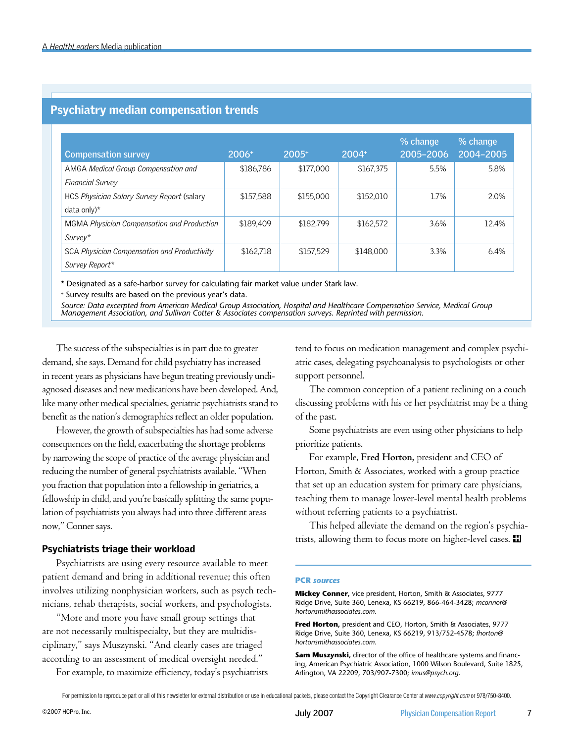## Psychiatry median compensation trends

| Compensation survey | 2006+ | 2005+ | 2004+ | % change 2005–2006 | % change 2004–2005 |
|---|---|---|---|---|---|
| AMGA *Medical Group Compensation and Financial Survey* | $186,786 | $177,000 | $167,375 | 5.5% | 5.8% |
| HCS *Physician Salary Survey Report* (salary data only)* | $157,588 | $155,000 | $152,010 | 1.7% | 2.0% |
| MGMA *Physician Compensation and Production Survey** | $189,409 | $182,799 | $162,572 | 3.6% | 12.4% |
| SCA *Physician Compensation and Productivity Survey Report** | $162,718 | $157,529 | $148,000 | 3.3% | 6.4% |

\* Designated as a safe-harbor survey for calculating fair market value under Stark law.

+ Survey results are based on the previous year's data.

*Source: Data excerpted from American Medical Group Association, Hospital and Healthcare Compensation Service, Medical Group Management Association, and Sullivan Cotter & Associates compensation surveys. Reprinted with permission.*

The success of the subspecialties is in part due to greater demand, she says. Demand for child psychiatry has increased in recent years as physicians have begun treating previously undiagnosed diseases and new medications have been developed. And, like many other medical specialties, geriatric psychiatrists stand to benefit as the nation's demographics reflect an older population.

However, the growth of subspecialties has had some adverse consequences on the field, exacerbating the shortage problems by narrowing the scope of practice of the average physician and reducing the number of general psychiatrists available. "When you fraction that population into a fellowship in geriatrics, a fellowship in child, and you're basically splitting the same population of psychiatrists you always had into three different areas now," Conner says.

### Psychiatrists triage their workload

Psychiatrists are using every resource available to meet patient demand and bring in additional revenue; this often involves utilizing nonphysician workers, such as psych technicians, rehab therapists, social workers, and psychologists.

"More and more you have small group settings that are not necessarily multispecialty, but they are multidisciplinary," says Muszynski. "And clearly cases are triaged according to an assessment of medical oversight needed."

For example, to maximize efficiency, today's psychiatrists tend to focus on medication management and complex psychiatric cases, delegating psychoanalysis to psychologists or other support personnel.

The common conception of a patient reclining on a couch discussing problems with his or her psychiatrist may be a thing of the past.

Some psychiatrists are even using other physicians to help prioritize patients.

For example, **Fred Horton,** president and CEO of Horton, Smith & Associates, worked with a group practice that set up an education system for primary care physicians, teaching them to manage lower-level mental health problems without referring patients to a psychiatrist.

This helped alleviate the demand on the region's psychiatrists, allowing them to focus more on higher-level cases.

### PCR *sources*

**Mickey Conner,** vice president, Horton, Smith & Associates, 9777 Ridge Drive, Suite 360, Lenexa, KS 66219, 866-464-3428; *mconnor@hortonsmithassociates.com.*

**Fred Horton,** president and CEO, Horton, Smith & Associates, 9777 Ridge Drive, Suite 360, Lenexa, KS 66219, 913/752-4578; *fhorton@hortonsmithassociates.com.*

**Sam Muszynski,** director of the office of healthcare systems and financing, American Psychiatric Association, 1000 Wilson Boulevard, Suite 1825, Arlington, VA 22209, 703/907-7300; *imus@psych.org.*

For permission to reproduce part or all of this newsletter for external distribution or use in educational packets, please contact the Copyright Clearance Center at *www.copyright.com* or 978/750-8400.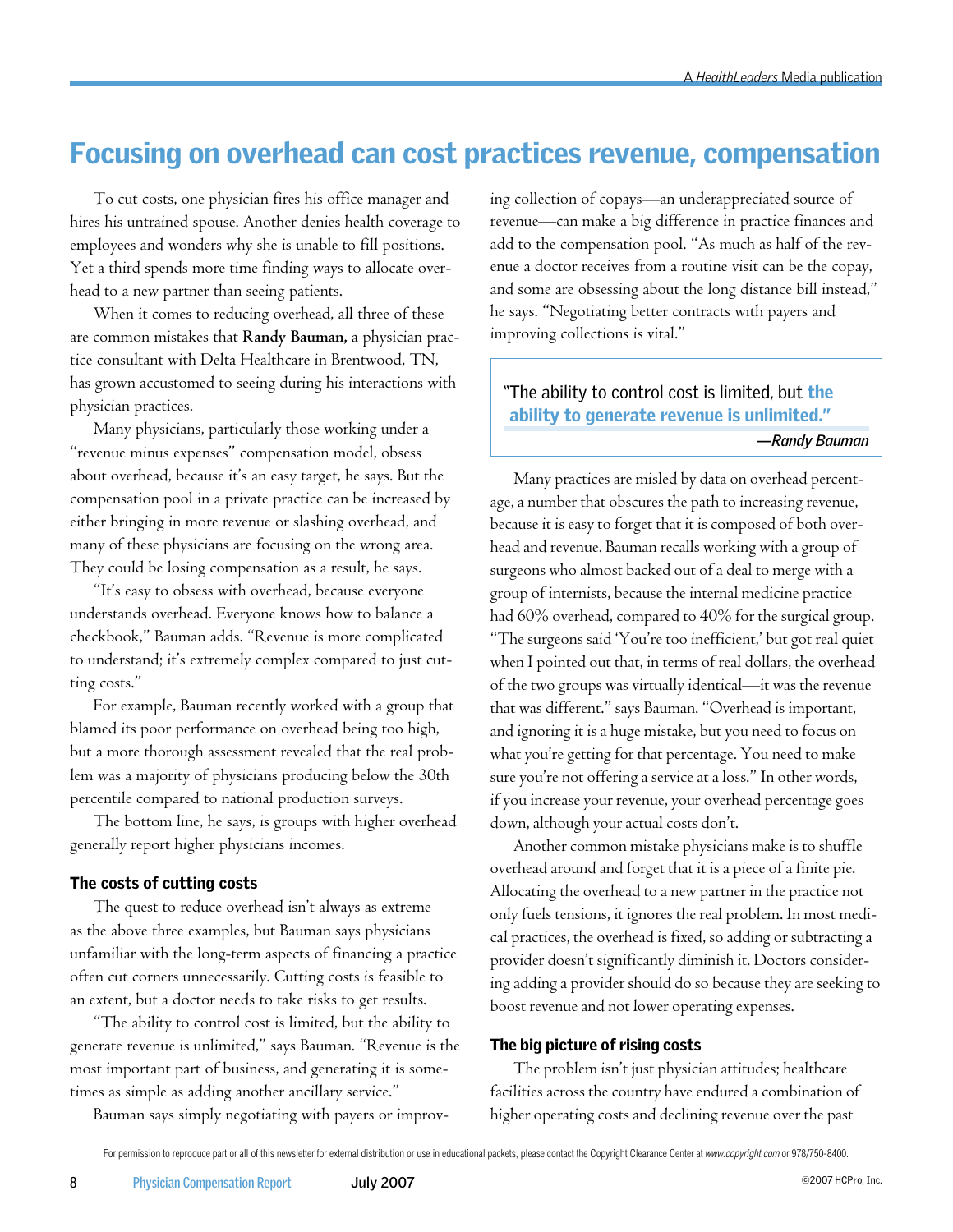# Focusing on overhead can cost practices revenue, compensation

To cut costs, one physician fires his office manager and hires his untrained spouse. Another denies health coverage to employees and wonders why she is unable to fill positions. Yet a third spends more time finding ways to allocate overhead to a new partner than seeing patients.

When it comes to reducing overhead, all three of these are common mistakes that **Randy Bauman,** a physician practice consultant with Delta Healthcare in Brentwood, TN, has grown accustomed to seeing during his interactions with physician practices.

Many physicians, particularly those working under a "revenue minus expenses" compensation model, obsess about overhead, because it's an easy target, he says. But the compensation pool in a private practice can be increased by either bringing in more revenue or slashing overhead, and many of these physicians are focusing on the wrong area. They could be losing compensation as a result, he says.

"It's easy to obsess with overhead, because everyone understands overhead. Everyone knows how to balance a checkbook," Bauman adds. "Revenue is more complicated to understand; it's extremely complex compared to just cutting costs."

For example, Bauman recently worked with a group that blamed its poor performance on overhead being too high, but a more thorough assessment revealed that the real problem was a majority of physicians producing below the 30th percentile compared to national production surveys.

The bottom line, he says, is groups with higher overhead generally report higher physicians incomes.

### The costs of cutting costs

The quest to reduce overhead isn't always as extreme as the above three examples, but Bauman says physicians unfamiliar with the long-term aspects of financing a practice often cut corners unnecessarily. Cutting costs is feasible to an extent, but a doctor needs to take risks to get results.

"The ability to control cost is limited, but the ability to generate revenue is unlimited," says Bauman. "Revenue is the most important part of business, and generating it is sometimes as simple as adding another ancillary service."

Bauman says simply negotiating with payers or improving collection of copays—an underappreciated source of revenue—can make a big difference in practice finances and add to the compensation pool. "As much as half of the revenue a doctor receives from a routine visit can be the copay, and some are obsessing about the long distance bill instead," he says. "Negotiating better contracts with payers and improving collections is vital."

> "The ability to control cost is limited, but **the ability to generate revenue is unlimited."**
>
> *—Randy Bauman*

Many practices are misled by data on overhead percentage, a number that obscures the path to increasing revenue, because it is easy to forget that it is composed of both overhead and revenue. Bauman recalls working with a group of surgeons who almost backed out of a deal to merge with a group of internists, because the internal medicine practice had 60% overhead, compared to 40% for the surgical group. "The surgeons said 'You're too inefficient,' but got real quiet when I pointed out that, in terms of real dollars, the overhead of the two groups was virtually identical—it was the revenue that was different." says Bauman. "Overhead is important, and ignoring it is a huge mistake, but you need to focus on what you're getting for that percentage. You need to make sure you're not offering a service at a loss." In other words, if you increase your revenue, your overhead percentage goes down, although your actual costs don't.

Another common mistake physicians make is to shuffle overhead around and forget that it is a piece of a finite pie. Allocating the overhead to a new partner in the practice not only fuels tensions, it ignores the real problem. In most medical practices, the overhead is fixed, so adding or subtracting a provider doesn't significantly diminish it. Doctors considering adding a provider should do so because they are seeking to boost revenue and not lower operating expenses.

### The big picture of rising costs

The problem isn't just physician attitudes; healthcare facilities across the country have endured a combination of higher operating costs and declining revenue over the past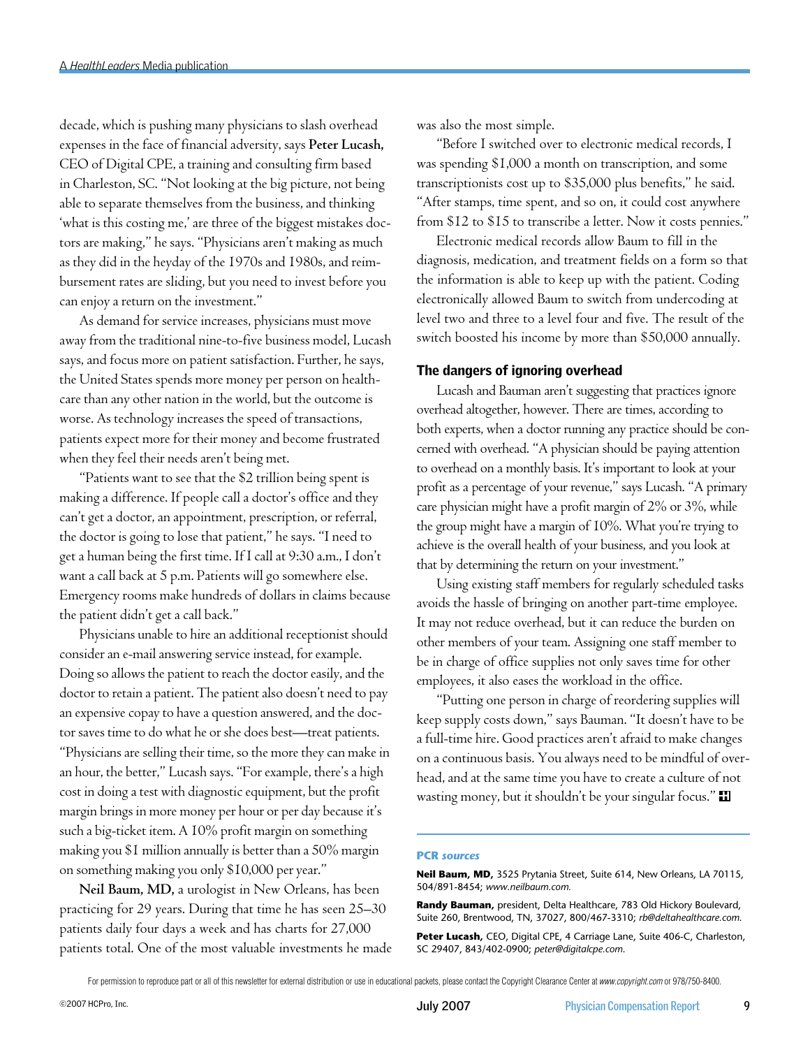decade, which is pushing many physicians to slash overhead expenses in the face of financial adversity, says **Peter Lucash,** CEO of Digital CPE, a training and consulting firm based in Charleston, SC. "Not looking at the big picture, not being able to separate themselves from the business, and thinking 'what is this costing me,' are three of the biggest mistakes doctors are making," he says. "Physicians aren't making as much as they did in the heyday of the 1970s and 1980s, and reimbursement rates are sliding, but you need to invest before you can enjoy a return on the investment."

As demand for service increases, physicians must move away from the traditional nine-to-five business model, Lucash says, and focus more on patient satisfaction. Further, he says, the United States spends more money per person on healthcare than any other nation in the world, but the outcome is worse. As technology increases the speed of transactions, patients expect more for their money and become frustrated when they feel their needs aren't being met.

"Patients want to see that the $2 trillion being spent is making a difference. If people call a doctor's office and they can't get a doctor, an appointment, prescription, or referral, the doctor is going to lose that patient," he says. "I need to get a human being the first time. If I call at 9:30 a.m., I don't want a call back at 5 p.m. Patients will go somewhere else. Emergency rooms make hundreds of dollars in claims because the patient didn't get a call back."

Physicians unable to hire an additional receptionist should consider an e-mail answering service instead, for example. Doing so allows the patient to reach the doctor easily, and the doctor to retain a patient. The patient also doesn't need to pay an expensive copay to have a question answered, and the doctor saves time to do what he or she does best—treat patients. "Physicians are selling their time, so the more they can make in an hour, the better," Lucash says. "For example, there's a high cost in doing a test with diagnostic equipment, but the profit margin brings in more money per hour or per day because it's such a big-ticket item. A 10% profit margin on something making you $1 million annually is better than a 50% margin on something making you only $10,000 per year."

**Neil Baum, MD,** a urologist in New Orleans, has been practicing for 29 years. During that time he has seen 25–30 patients daily four days a week and has charts for 27,000 patients total. One of the most valuable investments he made was also the most simple.

"Before I switched over to electronic medical records, I was spending $1,000 a month on transcription, and some transcriptionists cost up to $35,000 plus benefits," he said. "After stamps, time spent, and so on, it could cost anywhere from $12 to $15 to transcribe a letter. Now it costs pennies."

Electronic medical records allow Baum to fill in the diagnosis, medication, and treatment fields on a form so that the information is able to keep up with the patient. Coding electronically allowed Baum to switch from undercoding at level two and three to a level four and five. The result of the switch boosted his income by more than $50,000 annually.

## The dangers of ignoring overhead

Lucash and Bauman aren't suggesting that practices ignore overhead altogether, however. There are times, according to both experts, when a doctor running any practice should be concerned with overhead. "A physician should be paying attention to overhead on a monthly basis. It's important to look at your profit as a percentage of your revenue," says Lucash. "A primary care physician might have a profit margin of 2% or 3%, while the group might have a margin of 10%. What you're trying to achieve is the overall health of your business, and you look at that by determining the return on your investment."

Using existing staff members for regularly scheduled tasks avoids the hassle of bringing on another part-time employee. It may not reduce overhead, but it can reduce the burden on other members of your team. Assigning one staff member to be in charge of office supplies not only saves time for other employees, it also eases the workload in the office.

"Putting one person in charge of reordering supplies will keep supply costs down," says Bauman. "It doesn't have to be a full-time hire. Good practices aren't afraid to make changes on a continuous basis. You always need to be mindful of overhead, and at the same time you have to create a culture of not wasting money, but it shouldn't be your singular focus."

### PCR *sources*

**Neil Baum, MD,** 3525 Prytania Street, Suite 614, New Orleans, LA 70115, 504/891-8454; *www.neilbaum.com.*

**Randy Bauman,** president, Delta Healthcare, 783 Old Hickory Boulevard, Suite 260, Brentwood, TN, 37027, 800/467-3310; *rb@deltahealthcare.com.*

**Peter Lucash,** CEO, Digital CPE, 4 Carriage Lane, Suite 406-C, Charleston, SC 29407, 843/402-0900; *peter@digitalcpe.com.*

For permission to reproduce part or all of this newsletter for external distribution or use in educational packets, please contact the Copyright Clearance Center at *www.copyright.com* or 978/750-8400.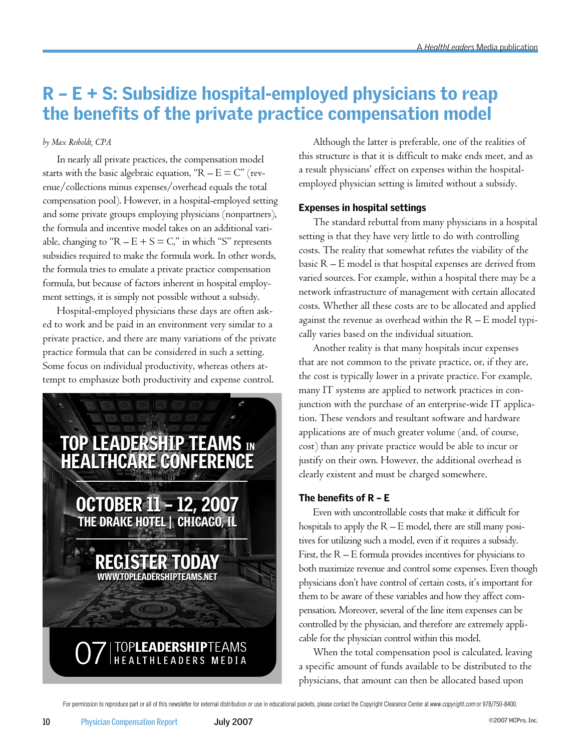# R – E + S: Subsidize hospital-employed physicians to reap the benefits of the private practice compensation model

*by Max Reiboldt, CPA*

In nearly all private practices, the compensation model starts with the basic algebraic equation, "R – E = C" (revenue/collections minus expenses/overhead equals the total compensation pool). However, in a hospital-employed setting and some private groups employing physicians (nonpartners), the formula and incentive model takes on an additional variable, changing to "R – E + S = C," in which "S" represents subsidies required to make the formula work. In other words, the formula tries to emulate a private practice compensation formula, but because of factors inherent in hospital employment settings, it is simply not possible without a subsidy.

Hospital-employed physicians these days are often asked to work and be paid in an environment very similar to a private practice, and there are many variations of the private practice formula that can be considered in such a setting. Some focus on individual productivity, whereas others attempt to emphasize both productivity and expense control.

Although the latter is preferable, one of the realities of this structure is that it is difficult to make ends meet, and as a result physicians' effect on expenses within the hospital-employed physician setting is limited without a subsidy.

## Expenses in hospital settings

The standard rebuttal from many physicians in a hospital setting is that they have very little to do with controlling costs. The reality that somewhat refutes the viability of the basic R – E model is that hospital expenses are derived from varied sources. For example, within a hospital there may be a network infrastructure of management with certain allocated costs. Whether all these costs are to be allocated and applied against the revenue as overhead within the R – E model typically varies based on the individual situation.

Another reality is that many hospitals incur expenses that are not common to the private practice, or, if they are, the cost is typically lower in a private practice. For example, many IT systems are applied to network practices in conjunction with the purchase of an enterprise-wide IT application. These vendors and resultant software and hardware applications are of much greater volume (and, of course, cost) than any private practice would be able to incur or justify on their own. However, the additional overhead is clearly existent and must be charged somewhere.

## The benefits of R – E

Even with uncontrollable costs that make it difficult for hospitals to apply the R – E model, there are still many positives for utilizing such a model, even if it requires a subsidy. First, the R – E formula provides incentives for physicians to both maximize revenue and control some expenses. Even though physicians don't have control of certain costs, it's important for them to be aware of these variables and how they affect compensation. Moreover, several of the line item expenses can be controlled by the physician, and therefore are extremely applicable for the physician control within this model.

When the total compensation pool is calculated, leaving a specific amount of funds available to be distributed to the physicians, that amount can then be allocated based upon

TOP LEADERSHIP TEAMS IN HEALTHCARE CONFERENCE
OCTOBER 11 – 12, 2007
THE DRAKE HOTEL | CHICAGO, IL
REGISTER TODAY
WWW.TOPLEADERSHIPTEAMS.NET
07 | TOPLEADERSHIPTEAMS HEALTHLEADERS MEDIA

For permission to reproduce part or all of this newsletter for external distribution or use in educational packets, please contact the Copyright Clearance Center at *www.copyright.com* or 978/750-8400.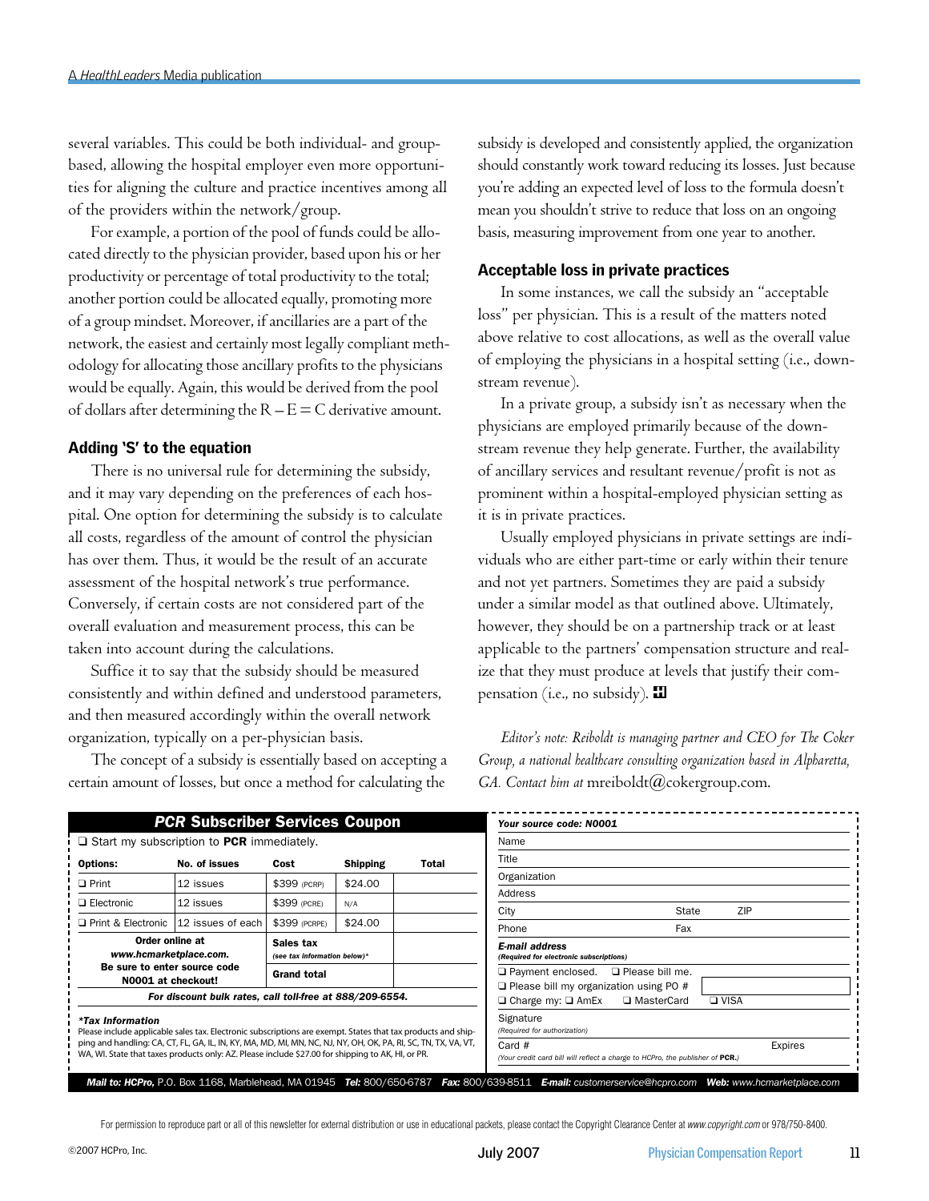several variables. This could be both individual- and group-based, allowing the hospital employer even more opportunities for aligning the culture and practice incentives among all of the providers within the network/group.

For example, a portion of the pool of funds could be allocated directly to the physician provider, based upon his or her productivity or percentage of total productivity to the total; another portion could be allocated equally, promoting more of a group mindset. Moreover, if ancillaries are a part of the network, the easiest and certainly most legally compliant methodology for allocating those ancillary profits to the physicians would be equally. Again, this would be derived from the pool of dollars after determining the $R - E = C$ derivative amount.

### Adding 'S' to the equation

There is no universal rule for determining the subsidy, and it may vary depending on the preferences of each hospital. One option for determining the subsidy is to calculate all costs, regardless of the amount of control the physician has over them. Thus, it would be the result of an accurate assessment of the hospital network's true performance. Conversely, if certain costs are not considered part of the overall evaluation and measurement process, this can be taken into account during the calculations.

Suffice it to say that the subsidy should be measured consistently and within defined and understood parameters, and then measured accordingly within the overall network organization, typically on a per-physician basis.

The concept of a subsidy is essentially based on accepting a certain amount of losses, but once a method for calculating the subsidy is developed and consistently applied, the organization should constantly work toward reducing its losses. Just because you're adding an expected level of loss to the formula doesn't mean you shouldn't strive to reduce that loss on an ongoing basis, measuring improvement from one year to another.

### Acceptable loss in private practices

In some instances, we call the subsidy an "acceptable loss" per physician. This is a result of the matters noted above relative to cost allocations, as well as the overall value of employing the physicians in a hospital setting (i.e., downstream revenue).

In a private group, a subsidy isn't as necessary when the physicians are employed primarily because of the downstream revenue they help generate. Further, the availability of ancillary services and resultant revenue/profit is not as prominent within a hospital-employed physician setting as it is in private practices.

Usually employed physicians in private settings are individuals who are either part-time or early within their tenure and not yet partners. Sometimes they are paid a subsidy under a similar model as that outlined above. Ultimately, however, they should be on a partnership track or at least applicable to the partners' compensation structure and realize that they must produce at levels that justify their compensation (i.e., no subsidy).

*Editor's note: Reiboldt is managing partner and CEO for The Coker Group, a national healthcare consulting organization based in Alpharetta, GA. Contact him at* mreiboldt@cokergroup.com.

---

## *PCR* Subscriber Services Coupon

❑ Start my subscription to **PCR** immediately.

| Options: | No. of issues | Cost | Shipping | Total |
|---|---|---|---|---|
| ❑ Print | 12 issues | $399 (PCRP) | $24.00 | |
| ❑ Electronic | 12 issues | $399 (PCRE) | N/A | |
| ❑ Print & Electronic | 12 issues of each | $399 (PCRPE) | $24.00 | |
| Order online at *www.hcmarketplace.com.* Be sure to enter source code N0001 at checkout! | | Sales tax *(see tax information below)\** | | |
| | | Grand total | | |

*For discount bulk rates, call toll-free at 888/209-6554.*

***Tax Information**
Please include applicable sales tax. Electronic subscriptions are exempt. States that tax products and shipping and handling: CA, CT, FL, GA, IL, IN, KY, MA, MD, MI, MN, NC, NJ, NY, OH, OK, PA, RI, SC, TN, TX, VA, VT, WA, WI. State that taxes products only: AZ. Please include $27.00 for shipping to AK, HI, or PR.

***Your source code: N0001***

Name
Title
Organization
Address
City State ZIP
Phone Fax
***E-mail address***
*(Required for electronic subscriptions)*

❑ Payment enclosed. ❑ Please bill me.
❑ Please bill my organization using PO #
❑ Charge my: ❑ AmEx ❑ MasterCard ❑ VISA

Signature
*(Required for authorization)*

Card # Expires
*(Your credit card bill will reflect a charge to HCPro, the publisher of* ***PCR****.)*

***Mail to: HCPro,*** P.O. Box 1168, Marblehead, MA 01945 ***Tel:*** 800/650-6787 ***Fax:*** 800/639-8511 ***E-mail:*** *customerservice@hcpro.com* ***Web:*** *www.hcmarketplace.com*

For permission to reproduce part or all of this newsletter for external distribution or use in educational packets, please contact the Copyright Clearance Center at *www.copyright.com* or 978/750-8400.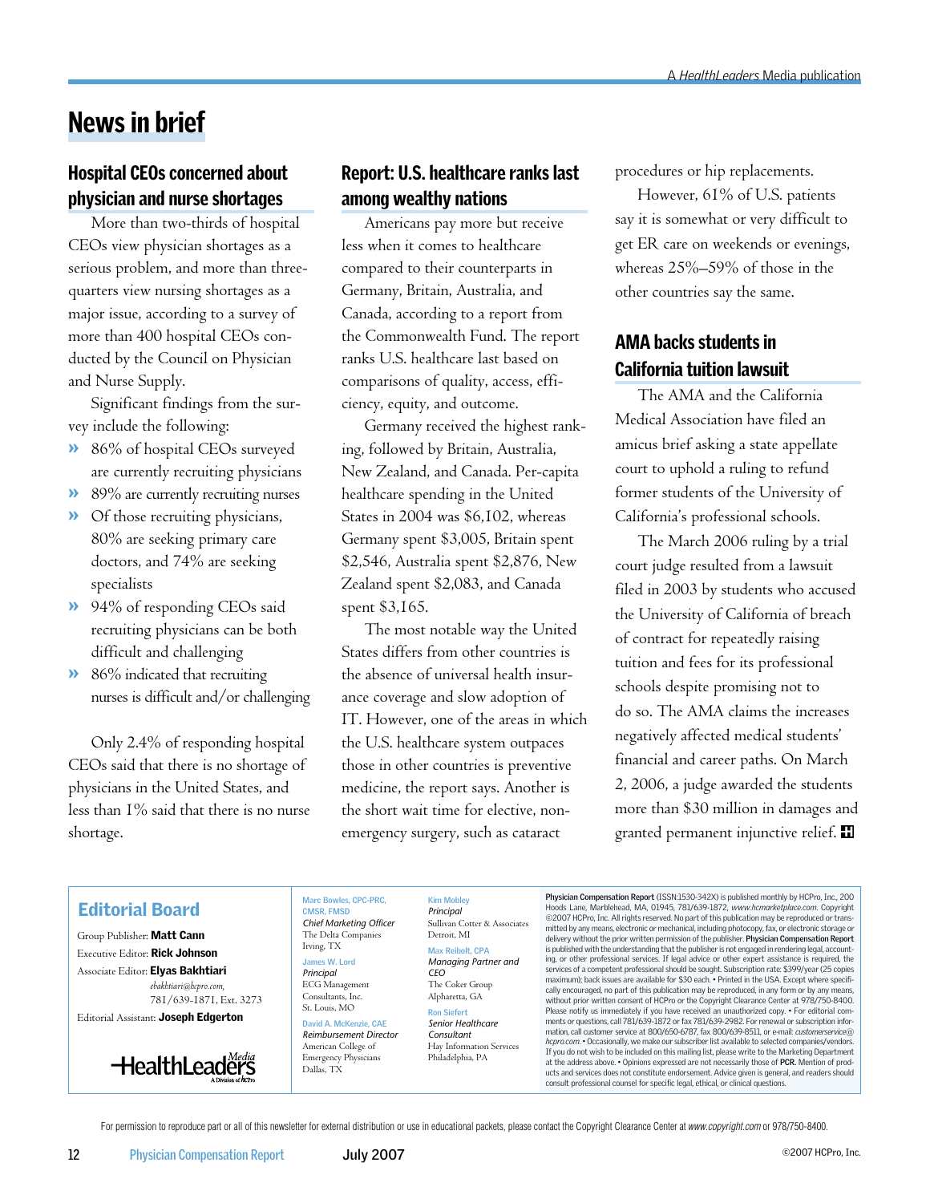# News in brief

## Hospital CEOs concerned about physician and nurse shortages

More than two-thirds of hospital CEOs view physician shortages as a serious problem, and more than three-quarters view nursing shortages as a major issue, according to a survey of more than 400 hospital CEOs conducted by the Council on Physician and Nurse Supply.

Significant findings from the survey include the following:

- 86% of hospital CEOs surveyed are currently recruiting physicians
- 89% are currently recruiting nurses
- Of those recruiting physicians, 80% are seeking primary care doctors, and 74% are seeking specialists
- 94% of responding CEOs said recruiting physicians can be both difficult and challenging
- 86% indicated that recruiting nurses is difficult and/or challenging

Only 2.4% of responding hospital CEOs said that there is no shortage of physicians in the United States, and less than 1% said that there is no nurse shortage.

## Report: U.S. healthcare ranks last among wealthy nations

Americans pay more but receive less when it comes to healthcare compared to their counterparts in Germany, Britain, Australia, and Canada, according to a report from the Commonwealth Fund. The report ranks U.S. healthcare last based on comparisons of quality, access, efficiency, equity, and outcome.

Germany received the highest ranking, followed by Britain, Australia, New Zealand, and Canada. Per-capita healthcare spending in the United States in 2004 was $6,102, whereas Germany spent $3,005, Britain spent $2,546, Australia spent $2,876, New Zealand spent $2,083, and Canada spent $3,165.

The most notable way the United States differs from other countries is the absence of universal health insurance coverage and slow adoption of IT. However, one of the areas in which the U.S. healthcare system outpaces those in other countries is preventive medicine, the report says. Another is the short wait time for elective, non-emergency surgery, such as cataract procedures or hip replacements.

However, 61% of U.S. patients say it is somewhat or very difficult to get ER care on weekends or evenings, whereas 25%–59% of those in the other countries say the same.

## AMA backs students in California tuition lawsuit

The AMA and the California Medical Association have filed an amicus brief asking a state appellate court to uphold a ruling to refund former students of the University of California's professional schools.

The March 2006 ruling by a trial court judge resulted from a lawsuit filed in 2003 by students who accused the University of California of breach of contract for repeatedly raising tuition and fees for its professional schools despite promising not to do so. The AMA claims the increases negatively affected medical students' financial and career paths. On March 2, 2006, a judge awarded the students more than $30 million in damages and granted permanent injunctive relief.

---

## Editorial Board

Group Publisher: **Matt Cann**
Executive Editor: **Rick Johnson**
Associate Editor: **Elyas Bakhtiari**
*ebakhtiari@hcpro.com*,
781/639-1871, Ext. 3273
Editorial Assistant: **Joseph Edgerton**

HealthLeaders Media — A Division of HCPro

Marc Bowles, CPC-PRC, CMSR, FMSD
*Chief Marketing Officer*
The Delta Companies
Irving, TX

James W. Lord
*Principal*
ECG Management Consultants, Inc.
St. Louis, MO

David A. McKenzie, CAE
*Reimbursement Director*
American College of Emergency Physicians
Dallas, TX

Kim Mobley
*Principal*
Sullivan Cotter & Associates
Detroit, MI

Max Reiboldt, CPA
*Managing Partner and CEO*
The Coker Group
Alpharetta, GA

Ron Siefert
*Senior Healthcare Consultant*
Hay Information Services
Philadelphia, PA

**Physician Compensation Report** (ISSN:1530-342X) is published monthly by HCPro, Inc., 200 Hoods Lane, Marblehead, MA, 01945, 781/639-1872, *www.hcmarketplace.com*. Copyright ©2007 HCPro, Inc. All rights reserved. No part of this publication may be reproduced or transmitted by any means, electronic or mechanical, including photocopy, fax, or electronic storage or delivery without the prior written permission of the publisher. **Physician Compensation Report** is published with the understanding that the publisher is not engaged in rendering legal, accounting, or other professional services. If legal advice or other expert assistance is required, the services of a competent professional should be sought. Subscription rate: $399/year (25 copies maximum); back issues are available for $30 each. • Printed in the USA. Except where specifically encouraged, no part of this publication may be reproduced, in any form or by any means, without prior written consent of HCPro or the Copyright Clearance Center at 978/750-8400. Please notify us immediately if you have received an unauthorized copy. • For editorial comments or questions, call 781/639-1872 or fax 781/639-2982. For renewal or subscription information, call customer service at 800/650-6787, fax 800/639-8511, or e-mail: *customerservice@hcpro.com*. • Occasionally, we make our subscriber list available to selected companies/vendors. If you do not wish to be included on this mailing list, please write to the Marketing Department at the address above. • Opinions expressed are not necessarily those of **PCR.** Mention of products and services does not constitute endorsement. Advice given is general, and readers should consult professional counsel for specific legal, ethical, or clinical questions.

For permission to reproduce part or all of this newsletter for external distribution or use in educational packets, please contact the Copyright Clearance Center at *www.copyright.com* or 978/750-8400.